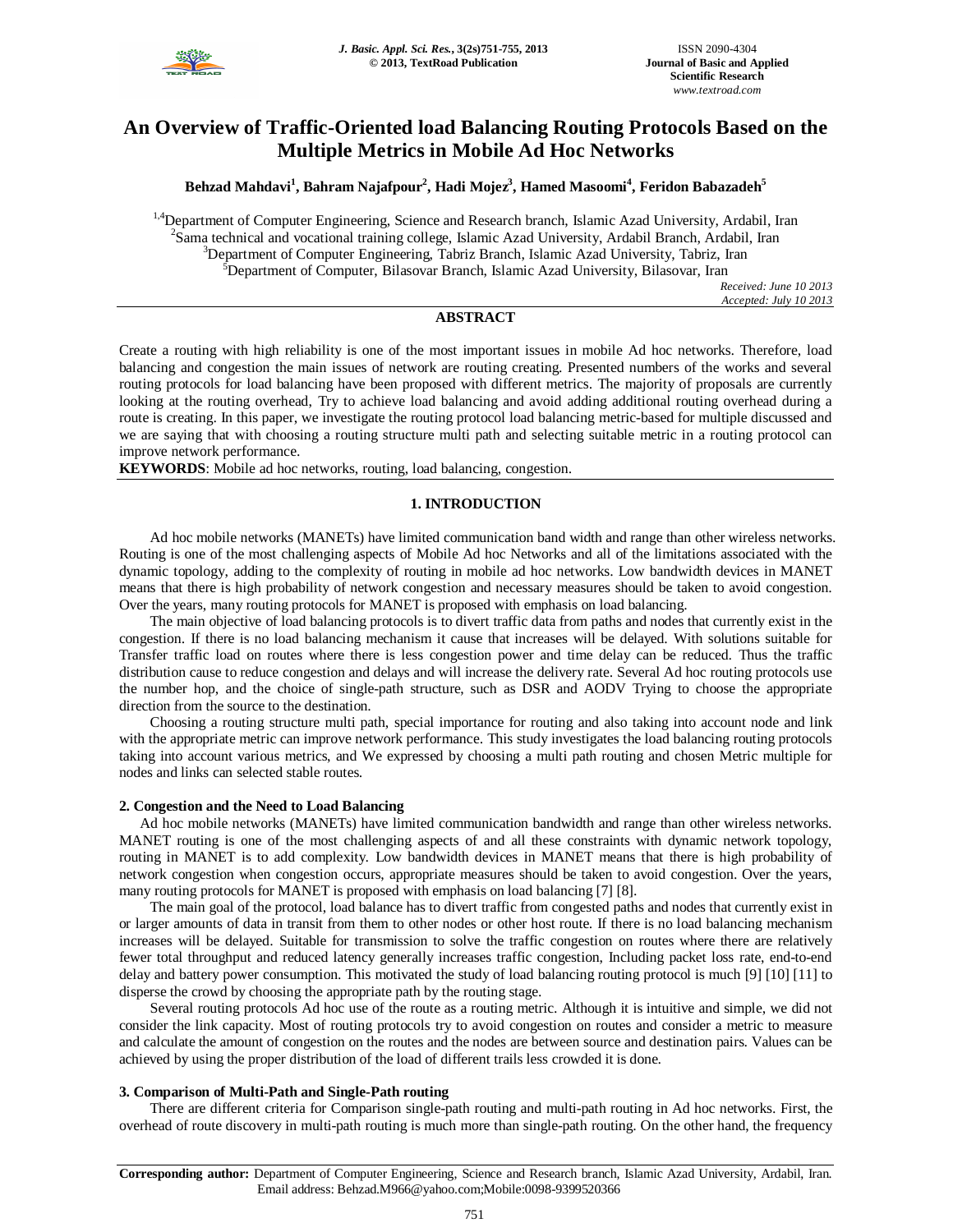# An Overview of Traffic-Oriented load Balancing Routing Protocols Based on the Multiple Metrics in Mobile Ad Hoc Networks

**Behzad Mahdavi[1], Bahram Najafpour[2], Hadi Mojez[3], Hamed Masoomi[4], Feridon Babazadeh[5]**

[1,4]Department of Computer Engineering, Science and Research branch, Islamic Azad University, Ardabil, Iran
[2]Sama technical and vocational training college, Islamic Azad University, Ardabil Branch, Ardabil, Iran
[3]Department of Computer Engineering, Tabriz Branch, Islamic Azad University, Tabriz, Iran
[5]Department of Computer, Bilasovar Branch, Islamic Azad University, Bilasovar, Iran

*Received: June 10 2013*
*Accepted: July 10 2013*

## ABSTRACT

Create a routing with high reliability is one of the most important issues in mobile Ad hoc networks. Therefore, load balancing and congestion the main issues of network are routing creating. Presented numbers of the works and several routing protocols for load balancing have been proposed with different metrics. The majority of proposals are currently looking at the routing overhead, Try to achieve load balancing and avoid adding additional routing overhead during a route is creating. In this paper, we investigate the routing protocol load balancing metric-based for multiple discussed and we are saying that with choosing a routing structure multi path and selecting suitable metric in a routing protocol can improve network performance.

**KEYWORDS**: Mobile ad hoc networks, routing, load balancing, congestion.

## 1. INTRODUCTION

Ad hoc mobile networks (MANETs) have limited communication band width and range than other wireless networks. Routing is one of the most challenging aspects of Mobile Ad hoc Networks and all of the limitations associated with the dynamic topology, adding to the complexity of routing in mobile ad hoc networks. Low bandwidth devices in MANET means that there is high probability of network congestion and necessary measures should be taken to avoid congestion. Over the years, many routing protocols for MANET is proposed with emphasis on load balancing.

The main objective of load balancing protocols is to divert traffic data from paths and nodes that currently exist in the congestion. If there is no load balancing mechanism it cause that increases will be delayed. With solutions suitable for Transfer traffic load on routes where there is less congestion power and time delay can be reduced. Thus the traffic distribution cause to reduce congestion and delays and will increase the delivery rate. Several Ad hoc routing protocols use the number hop, and the choice of single-path structure, such as DSR and AODV Trying to choose the appropriate direction from the source to the destination.

Choosing a routing structure multi path, special importance for routing and also taking into account node and link with the appropriate metric can improve network performance. This study investigates the load balancing routing protocols taking into account various metrics, and We expressed by choosing a multi path routing and chosen Metric multiple for nodes and links can selected stable routes.

### 2. Congestion and the Need to Load Balancing

Ad hoc mobile networks (MANETs) have limited communication bandwidth and range than other wireless networks. MANET routing is one of the most challenging aspects of and all these constraints with dynamic network topology, routing in MANET is to add complexity. Low bandwidth devices in MANET means that there is high probability of network congestion when congestion occurs, appropriate measures should be taken to avoid congestion. Over the years, many routing protocols for MANET is proposed with emphasis on load balancing [7] [8].

The main goal of the protocol, load balance has to divert traffic from congested paths and nodes that currently exist in or larger amounts of data in transit from them to other nodes or other host route. If there is no load balancing mechanism increases will be delayed. Suitable for transmission to solve the traffic congestion on routes where there are relatively fewer total throughput and reduced latency generally increases traffic congestion, Including packet loss rate, end-to-end delay and battery power consumption. This motivated the study of load balancing routing protocol is much [9] [10] [11] to disperse the crowd by choosing the appropriate path by the routing stage.

Several routing protocols Ad hoc use of the route as a routing metric. Although it is intuitive and simple, we did not consider the link capacity. Most of routing protocols try to avoid congestion on routes and consider a metric to measure and calculate the amount of congestion on the routes and the nodes are between source and destination pairs. Values can be achieved by using the proper distribution of the load of different trails less crowded it is done.

### 3. Comparison of Multi-Path and Single-Path routing

There are different criteria for Comparison single-path routing and multi-path routing in Ad hoc networks. First, the overhead of route discovery in multi-path routing is much more than single-path routing. On the other hand, the frequency

**Corresponding author:** Department of Computer Engineering, Science and Research branch, Islamic Azad University, Ardabil, Iran. Email address: Behzad.M966@yahoo.com;Mobile:0098-9399520366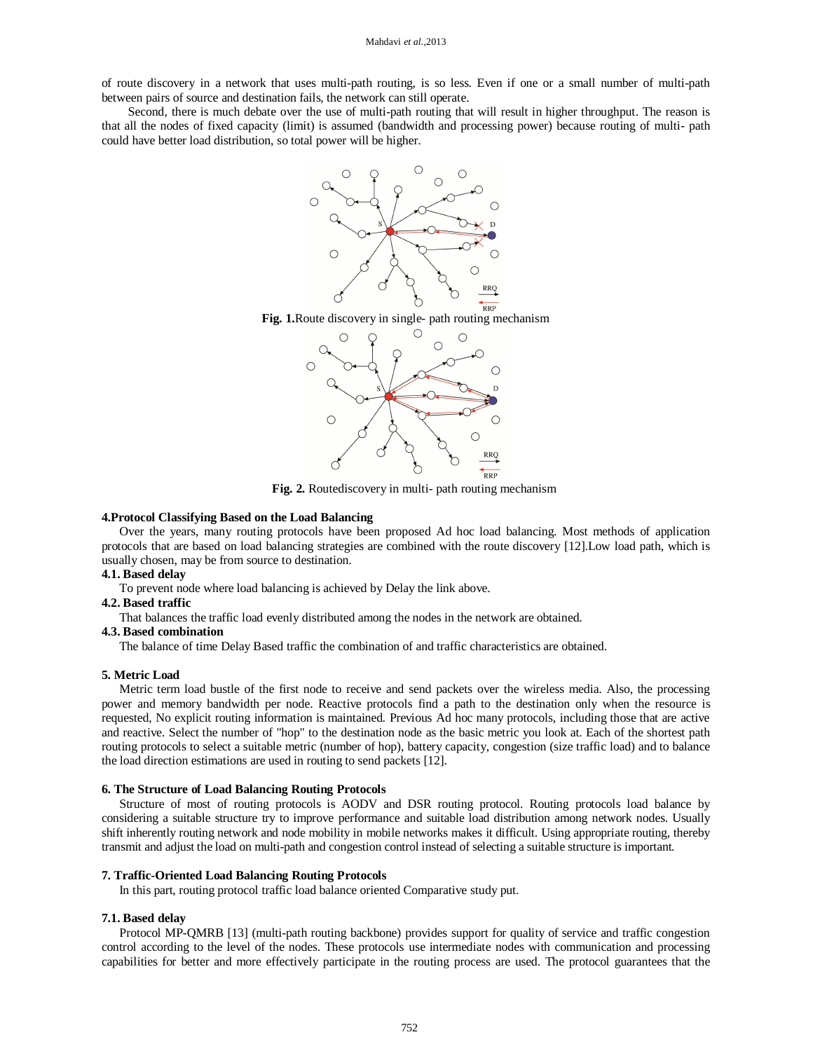of route discovery in a network that uses multi-path routing, is so less. Even if one or a small number of multi-path between pairs of source and destination fails, the network can still operate.

Second, there is much debate over the use of multi-path routing that will result in higher throughput. The reason is that all the nodes of fixed capacity (limit) is assumed (bandwidth and processing power) because routing of multi- path could have better load distribution, so total power will be higher.

**Fig. 1.**Route discovery in single- path routing mechanism

**Fig. 2.** Routediscovery in multi- path routing mechanism

### 4.Protocol Classifying Based on the Load Balancing

Over the years, many routing protocols have been proposed Ad hoc load balancing. Most methods of application protocols that are based on load balancing strategies are combined with the route discovery [12].Low load path, which is usually chosen, may be from source to destination.

#### 4.1. Based delay

To prevent node where load balancing is achieved by Delay the link above.

#### 4.2. Based traffic

That balances the traffic load evenly distributed among the nodes in the network are obtained.

#### 4.3. Based combination

The balance of time Delay Based traffic the combination of and traffic characteristics are obtained.

### 5. Metric Load

Metric term load bustle of the first node to receive and send packets over the wireless media. Also, the processing power and memory bandwidth per node. Reactive protocols find a path to the destination only when the resource is requested, No explicit routing information is maintained. Previous Ad hoc many protocols, including those that are active and reactive. Select the number of "hop" to the destination node as the basic metric you look at. Each of the shortest path routing protocols to select a suitable metric (number of hop), battery capacity, congestion (size traffic load) and to balance the load direction estimations are used in routing to send packets [12].

### 6. The Structure of Load Balancing Routing Protocols

Structure of most of routing protocols is AODV and DSR routing protocol. Routing protocols load balance by considering a suitable structure try to improve performance and suitable load distribution among network nodes. Usually shift inherently routing network and node mobility in mobile networks makes it difficult. Using appropriate routing, thereby transmit and adjust the load on multi-path and congestion control instead of selecting a suitable structure is important.

### 7. Traffic-Oriented Load Balancing Routing Protocols

In this part, routing protocol traffic load balance oriented Comparative study put.

#### 7.1. Based delay

Protocol MP-QMRB [13] (multi-path routing backbone) provides support for quality of service and traffic congestion control according to the level of the nodes. These protocols use intermediate nodes with communication and processing capabilities for better and more effectively participate in the routing process are used. The protocol guarantees that the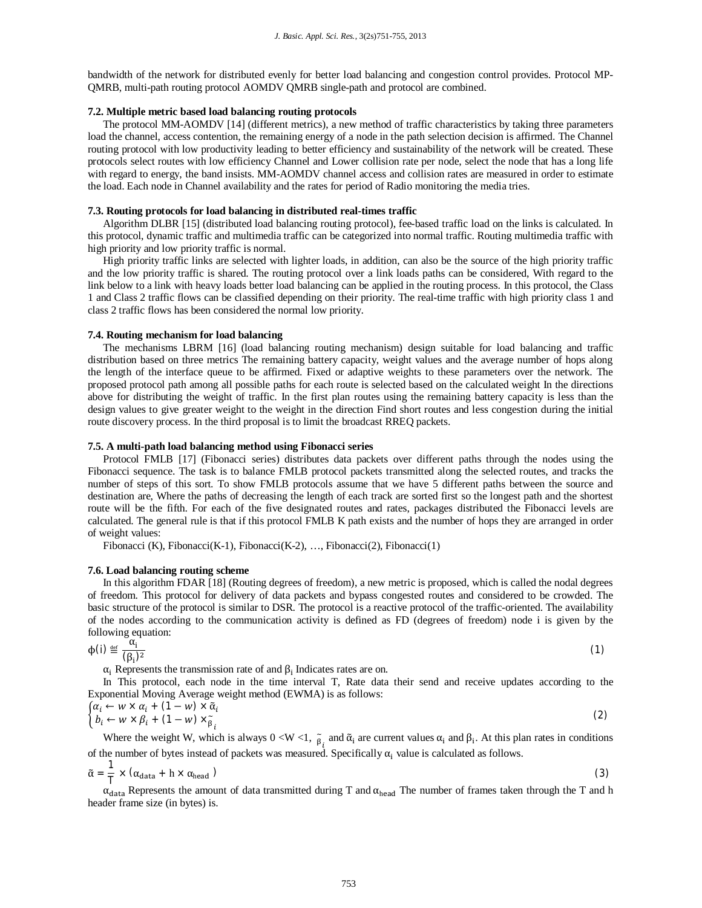bandwidth of the network for distributed evenly for better load balancing and congestion control provides. Protocol MP-QMRB, multi-path routing protocol AOMDV QMRB single-path and protocol are combined.

### 7.2. Multiple metric based load balancing routing protocols

The protocol MM-AOMDV [14] (different metrics), a new method of traffic characteristics by taking three parameters load the channel, access contention, the remaining energy of a node in the path selection decision is affirmed. The Channel routing protocol with low productivity leading to better efficiency and sustainability of the network will be created. These protocols select routes with low efficiency Channel and Lower collision rate per node, select the node that has a long life with regard to energy, the band insists. MM-AOMDV channel access and collision rates are measured in order to estimate the load. Each node in Channel availability and the rates for period of Radio monitoring the media tries.

### 7.3. Routing protocols for load balancing in distributed real-times traffic

Algorithm DLBR [15] (distributed load balancing routing protocol), fee-based traffic load on the links is calculated. In this protocol, dynamic traffic and multimedia traffic can be categorized into normal traffic. Routing multimedia traffic with high priority and low priority traffic is normal.

High priority traffic links are selected with lighter loads, in addition, can also be the source of the high priority traffic and the low priority traffic is shared. The routing protocol over a link loads paths can be considered, With regard to the link below to a link with heavy loads better load balancing can be applied in the routing process. In this protocol, the Class 1 and Class 2 traffic flows can be classified depending on their priority. The real-time traffic with high priority class 1 and class 2 traffic flows has been considered the normal low priority.

### 7.4. Routing mechanism for load balancing

The mechanisms LBRM [16] (load balancing routing mechanism) design suitable for load balancing and traffic distribution based on three metrics The remaining battery capacity, weight values and the average number of hops along the length of the interface queue to be affirmed. Fixed or adaptive weights to these parameters over the network. The proposed protocol path among all possible paths for each route is selected based on the calculated weight In the directions above for distributing the weight of traffic. In the first plan routes using the remaining battery capacity is less than the design values to give greater weight to the weight in the direction Find short routes and less congestion during the initial route discovery process. In the third proposal is to limit the broadcast RREQ packets.

### 7.5. A multi-path load balancing method using Fibonacci series

Protocol FMLB [17] (Fibonacci series) distributes data packets over different paths through the nodes using the Fibonacci sequence. The task is to balance FMLB protocol packets transmitted along the selected routes, and tracks the number of steps of this sort. To show FMLB protocols assume that we have 5 different paths between the source and destination are, Where the paths of decreasing the length of each track are sorted first so the longest path and the shortest route will be the fifth. For each of the five designated routes and rates, packages distributed the Fibonacci levels are calculated. The general rule is that if this protocol FMLB K path exists and the number of hops they are arranged in order of weight values:

Fibonacci (K), Fibonacci(K-1), Fibonacci(K-2), …, Fibonacci(2), Fibonacci(1)

### 7.6. Load balancing routing scheme

In this algorithm FDAR [18] (Routing degrees of freedom), a new metric is proposed, which is called the nodal degrees of freedom. This protocol for delivery of data packets and bypass congested routes and considered to be crowded. The basic structure of the protocol is similar to DSR. The protocol is a reactive protocol of the traffic-oriented. The availability of the nodes according to the communication activity is defined as FD (degrees of freedom) node i is given by the following equation:

$$\phi(i) \stackrel{\text{def}}{=} \frac{\alpha_i}{(\beta_i)^2} \qquad (1)$$

$\alpha_i$ Represents the transmission rate of and $\beta_i$ Indicates rates are on.

In This protocol, each node in the time interval T, Rate data their send and receive updates according to the Exponential Moving Average weight method (EWMA) is as follows:

$$\begin{cases} \alpha_i \leftarrow w \times \alpha_i + (1-w) \times \tilde{\alpha}_i \\ b_i \leftarrow w \times \beta_i + (1-w) \times \tilde{\beta}_i \end{cases} \qquad (2)$$

Where the weight W, which is always $0 < W < 1$, $\tilde{\beta}_i$ and $\tilde{\alpha}_i$ are current values $\alpha_i$ and $\beta_i$. At this plan rates in conditions of the number of bytes instead of packets was measured. Specifically $\alpha_i$ value is calculated as follows.

$$\tilde{\alpha} = \frac{1}{T} \times (\alpha_{data} + h \times \alpha_{head}) \qquad (3)$$

$\alpha_{data}$ Represents the amount of data transmitted during T and $\alpha_{head}$ The number of frames taken through the T and h header frame size (in bytes) is.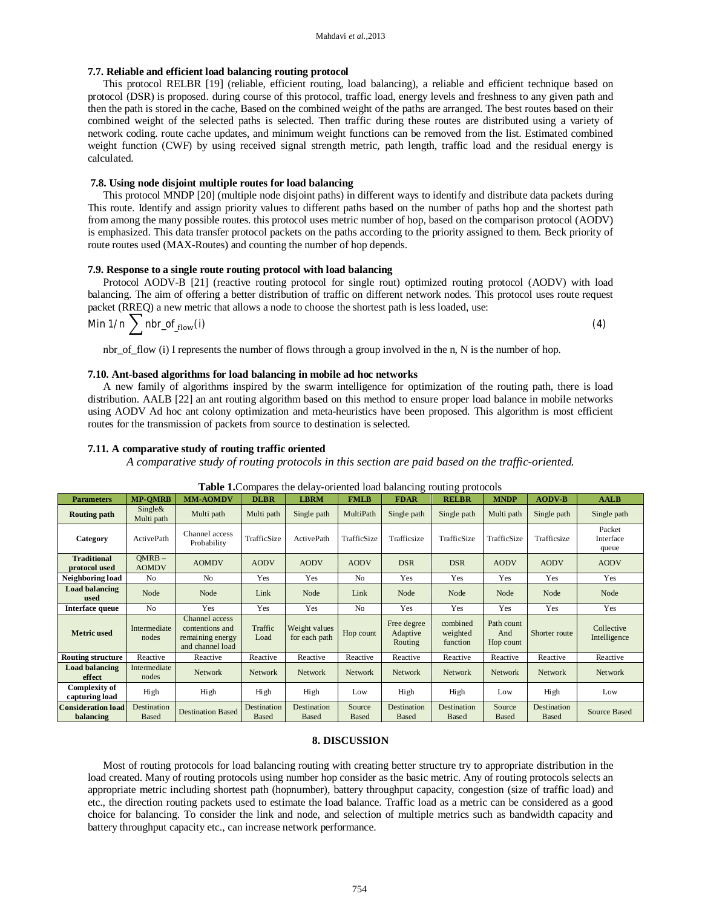### 7.7. Reliable and efficient load balancing routing protocol

This protocol RELBR [19] (reliable, efficient routing, load balancing), a reliable and efficient technique based on protocol (DSR) is proposed. during course of this protocol, traffic load, energy levels and freshness to any given path and then the path is stored in the cache, Based on the combined weight of the paths are arranged. The best routes based on their combined weight of the selected paths is selected. Then traffic during these routes are distributed using a variety of network coding. route cache updates, and minimum weight functions can be removed from the list. Estimated combined weight function (CWF) by using received signal strength metric, path length, traffic load and the residual energy is calculated.

### 7.8. Using node disjoint multiple routes for load balancing

This protocol MNDP [20] (multiple node disjoint paths) in different ways to identify and distribute data packets during This route. Identify and assign priority values to different paths based on the number of paths hop and the shortest path from among the many possible routes. this protocol uses metric number of hop, based on the comparison protocol (AODV) is emphasized. This data transfer protocol packets on the paths according to the priority assigned to them. Beck priority of route routes used (MAX-Routes) and counting the number of hop depends.

### 7.9. Response to a single route routing protocol with load balancing

Protocol AODV-B [21] (reactive routing protocol for single rout) optimized routing protocol (AODV) with load balancing. The aim of offering a better distribution of traffic on different network nodes. This protocol uses route request packet (RREQ) a new metric that allows a node to choose the shortest path is less loaded, use:

$$\text{Min } 1/n \sum \text{nbr\_of}_{\text{flow}}(i) \quad (4)$$

nbr_of_flow (i) I represents the number of flows through a group involved in the n, N is the number of hop.

### 7.10. Ant-based algorithms for load balancing in mobile ad hoc networks

A new family of algorithms inspired by the swarm intelligence for optimization of the routing path, there is load distribution. AALB [22] an ant routing algorithm based on this method to ensure proper load balance in mobile networks using AODV Ad hoc ant colony optimization and meta-heuristics have been proposed. This algorithm is most efficient routes for the transmission of packets from source to destination is selected.

### 7.11. A comparative study of routing traffic oriented

*A comparative study of routing protocols in this section are paid based on the traffic-oriented.*

**Table 1.**Compares the delay-oriented load balancing routing protocols

| Parameters | MP-QMRB | MM-AOMDV | DLBR | LBRM | FMLB | FDAR | RELBR | MNDP | AODV-B | AALB |
|---|---|---|---|---|---|---|---|---|---|---|
| Routing path | Single& Multi path | Multi path | Multi path | Single path | MultiPath | Single path | Single path | Multi path | Single path | Single path |
| Category | ActivePath | Channel access Probability | TrafficSize | ActivePath | TrafficSize | Trafficsize | TrafficSize | TrafficSize | Trafficsize | Packet Interface queue |
| Traditional protocol used | QMRB – AOMDV | AOMDV | AODV | AODV | AODV | DSR | DSR | AODV | AODV | AODV |
| Neighboring load | No | No | Yes | Yes | No | Yes | Yes | Yes | Yes | Yes |
| Load balancing used | Node | Node | Link | Node | Link | Node | Node | Node | Node | Node |
| Interface queue | No | Yes | Yes | Yes | No | Yes | Yes | Yes | Yes | Yes |
| Metric used | Intermediate nodes | Channel access contentions and remaining energy and channel load | Traffic Load | Weight values for each path | Hop count | Free degree Adaptive Routing | combined weighted function | Path count And Hop count | Shorter route | Collective Intelligence |
| Routing structure | Reactive | Reactive | Reactive | Reactive | Reactive | Reactive | Reactive | Reactive | Reactive | Reactive |
| Load balancing effect | Intermediate nodes | Network | Network | Network | Network | Network | Network | Network | Network | Network |
| Complexity of capturing load | High | High | High | High | Low | High | High | Low | High | Low |
| Consideration load balancing | Destination Based | Destination Based | Destination Based | Destination Based | Source Based | Destination Based | Destination Based | Source Based | Destination Based | Source Based |

## 8. DISCUSSION

Most of routing protocols for load balancing routing with creating better structure try to appropriate distribution in the load created. Many of routing protocols using number hop consider as the basic metric. Any of routing protocols selects an appropriate metric including shortest path (hopnumber), battery throughput capacity, congestion (size of traffic load) and etc., the direction routing packets used to estimate the load balance. Traffic load as a metric can be considered as a good choice for balancing. To consider the link and node, and selection of multiple metrics such as bandwidth capacity and battery throughput capacity etc., can increase network performance.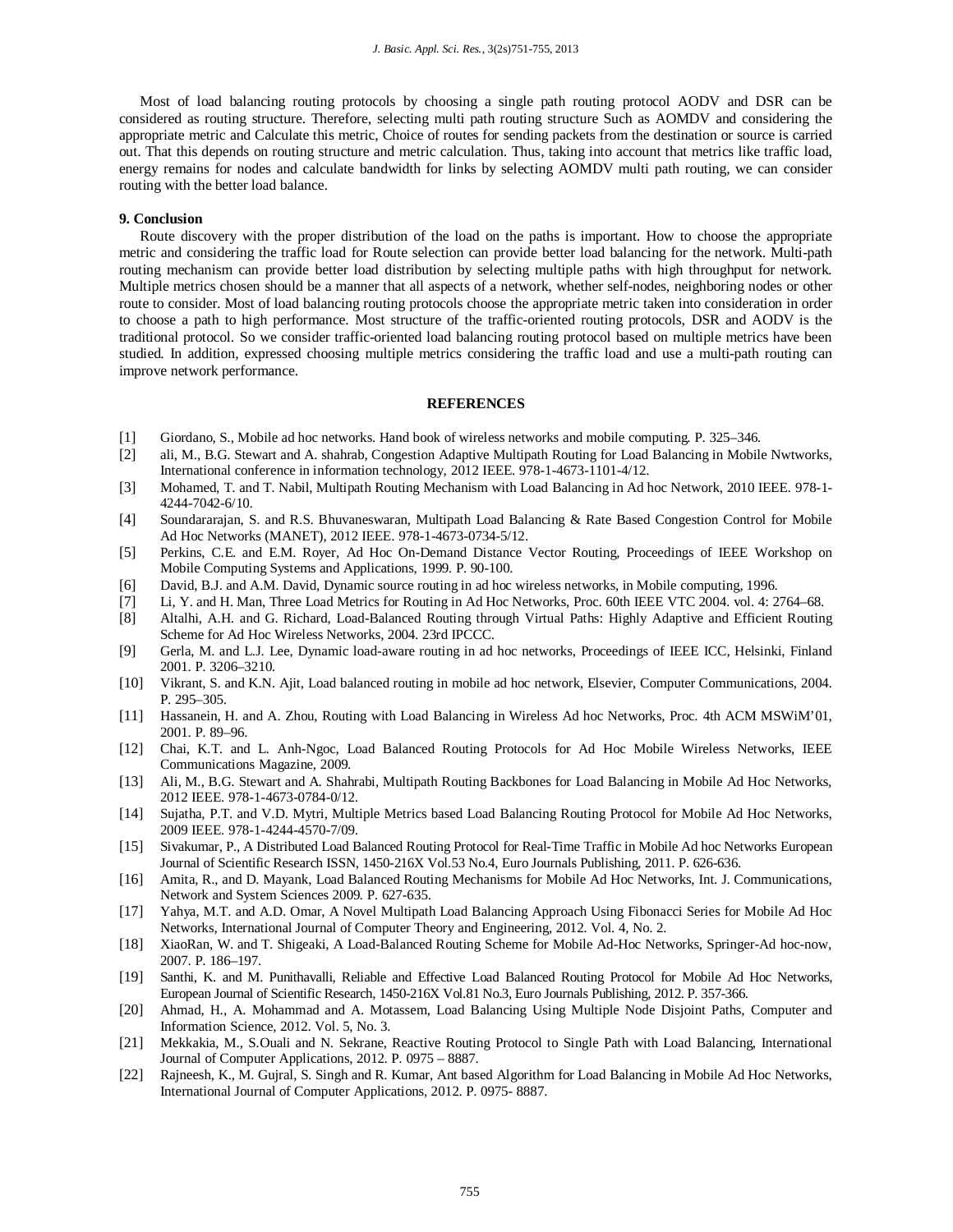Most of load balancing routing protocols by choosing a single path routing protocol AODV and DSR can be considered as routing structure. Therefore, selecting multi path routing structure Such as AOMDV and considering the appropriate metric and Calculate this metric, Choice of routes for sending packets from the destination or source is carried out. That this depends on routing structure and metric calculation. Thus, taking into account that metrics like traffic load, energy remains for nodes and calculate bandwidth for links by selecting AOMDV multi path routing, we can consider routing with the better load balance.

### 9. Conclusion

Route discovery with the proper distribution of the load on the paths is important. How to choose the appropriate metric and considering the traffic load for Route selection can provide better load balancing for the network. Multi-path routing mechanism can provide better load distribution by selecting multiple paths with high throughput for network. Multiple metrics chosen should be a manner that all aspects of a network, whether self-nodes, neighboring nodes or other route to consider. Most of load balancing routing protocols choose the appropriate metric taken into consideration in order to choose a path to high performance. Most structure of the traffic-oriented routing protocols, DSR and AODV is the traditional protocol. So we consider traffic-oriented load balancing routing protocol based on multiple metrics have been studied. In addition, expressed choosing multiple metrics considering the traffic load and use a multi-path routing can improve network performance.

## REFERENCES

[1] Giordano, S., Mobile ad hoc networks. Hand book of wireless networks and mobile computing. P. 325–346.

[2] ali, M., B.G. Stewart and A. shahrab, Congestion Adaptive Multipath Routing for Load Balancing in Mobile Nwtworks, International conference in information technology, 2012 IEEE. 978-1-4673-1101-4/12.

[3] Mohamed, T. and T. Nabil, Multipath Routing Mechanism with Load Balancing in Ad hoc Network, 2010 IEEE. 978-1-4244-7042-6/10.

[4] Soundararajan, S. and R.S. Bhuvaneswaran, Multipath Load Balancing & Rate Based Congestion Control for Mobile Ad Hoc Networks (MANET), 2012 IEEE. 978-1-4673-0734-5/12.

[5] Perkins, C.E. and E.M. Royer, Ad Hoc On-Demand Distance Vector Routing, Proceedings of IEEE Workshop on Mobile Computing Systems and Applications, 1999. P. 90-100.

[6] David, B.J. and A.M. David, Dynamic source routing in ad hoc wireless networks, in Mobile computing, 1996.

[7] Li, Y. and H. Man, Three Load Metrics for Routing in Ad Hoc Networks, Proc. 60th IEEE VTC 2004. vol. 4: 2764–68.

[8] Altalhi, A.H. and G. Richard, Load-Balanced Routing through Virtual Paths: Highly Adaptive and Efficient Routing Scheme for Ad Hoc Wireless Networks, 2004. 23rd IPCCC.

[9] Gerla, M. and L.J. Lee, Dynamic load-aware routing in ad hoc networks, Proceedings of IEEE ICC, Helsinki, Finland 2001. P. 3206–3210.

[10] Vikrant, S. and K.N. Ajit, Load balanced routing in mobile ad hoc network, Elsevier, Computer Communications, 2004. P. 295–305.

[11] Hassanein, H. and A. Zhou, Routing with Load Balancing in Wireless Ad hoc Networks, Proc. 4th ACM MSWiM'01, 2001. P. 89–96.

[12] Chai, K.T. and L. Anh-Ngoc, Load Balanced Routing Protocols for Ad Hoc Mobile Wireless Networks, IEEE Communications Magazine, 2009.

[13] Ali, M., B.G. Stewart and A. Shahrabi, Multipath Routing Backbones for Load Balancing in Mobile Ad Hoc Networks, 2012 IEEE. 978-1-4673-0784-0/12.

[14] Sujatha, P.T. and V.D. Mytri, Multiple Metrics based Load Balancing Routing Protocol for Mobile Ad Hoc Networks, 2009 IEEE. 978-1-4244-4570-7/09.

[15] Sivakumar, P., A Distributed Load Balanced Routing Protocol for Real-Time Traffic in Mobile Ad hoc Networks European Journal of Scientific Research ISSN, 1450-216X Vol.53 No.4, Euro Journals Publishing, 2011. P. 626-636.

[16] Amita, R., and D. Mayank, Load Balanced Routing Mechanisms for Mobile Ad Hoc Networks, Int. J. Communications, Network and System Sciences 2009. P. 627-635.

[17] Yahya, M.T. and A.D. Omar, A Novel Multipath Load Balancing Approach Using Fibonacci Series for Mobile Ad Hoc Networks, International Journal of Computer Theory and Engineering, 2012. Vol. 4, No. 2.

[18] XiaoRan, W. and T. Shigeaki, A Load-Balanced Routing Scheme for Mobile Ad-Hoc Networks, Springer-Ad hoc-now, 2007. P. 186–197.

[19] Santhi, K. and M. Punithavalli, Reliable and Effective Load Balanced Routing Protocol for Mobile Ad Hoc Networks, European Journal of Scientific Research, 1450-216X Vol.81 No.3, Euro Journals Publishing, 2012. P. 357-366.

[20] Ahmad, H., A. Mohammad and A. Motassem, Load Balancing Using Multiple Node Disjoint Paths, Computer and Information Science, 2012. Vol. 5, No. 3.

[21] Mekkakia, M., S.Ouali and N. Sekrane, Reactive Routing Protocol to Single Path with Load Balancing, International Journal of Computer Applications, 2012. P. 0975 – 8887.

[22] Rajneesh, K., M. Gujral, S. Singh and R. Kumar, Ant based Algorithm for Load Balancing in Mobile Ad Hoc Networks, International Journal of Computer Applications, 2012. P. 0975- 8887.